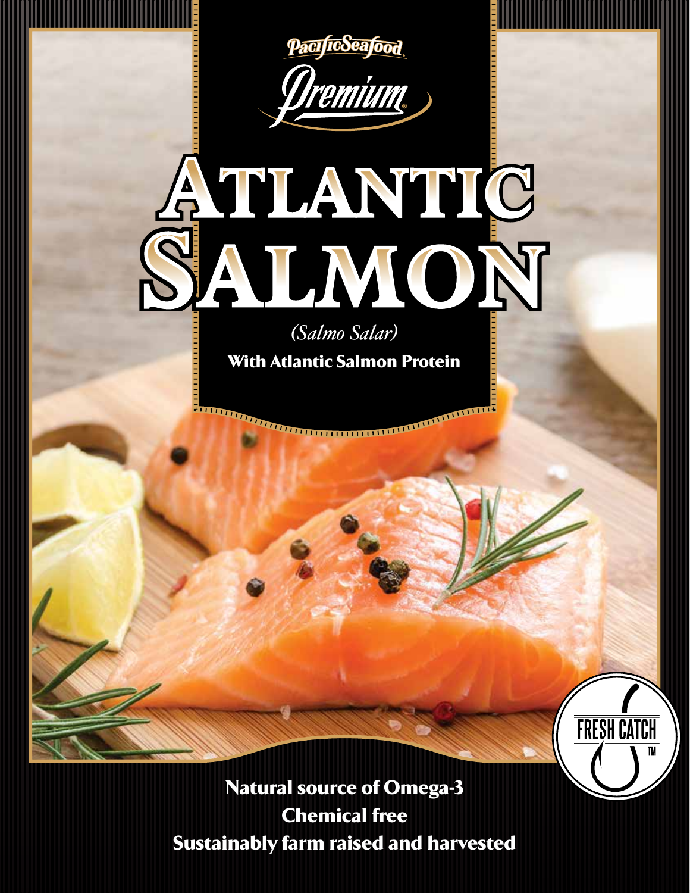PacificSeafood

Premium

# ATLANTIC SALMON

*(Salmo Salar)*

**With Atlantic Salmon Protein**

FRESH CATCH™

**Natural source of Omega-3**

**Chemical free**

**Sustainably farm raised and harvested**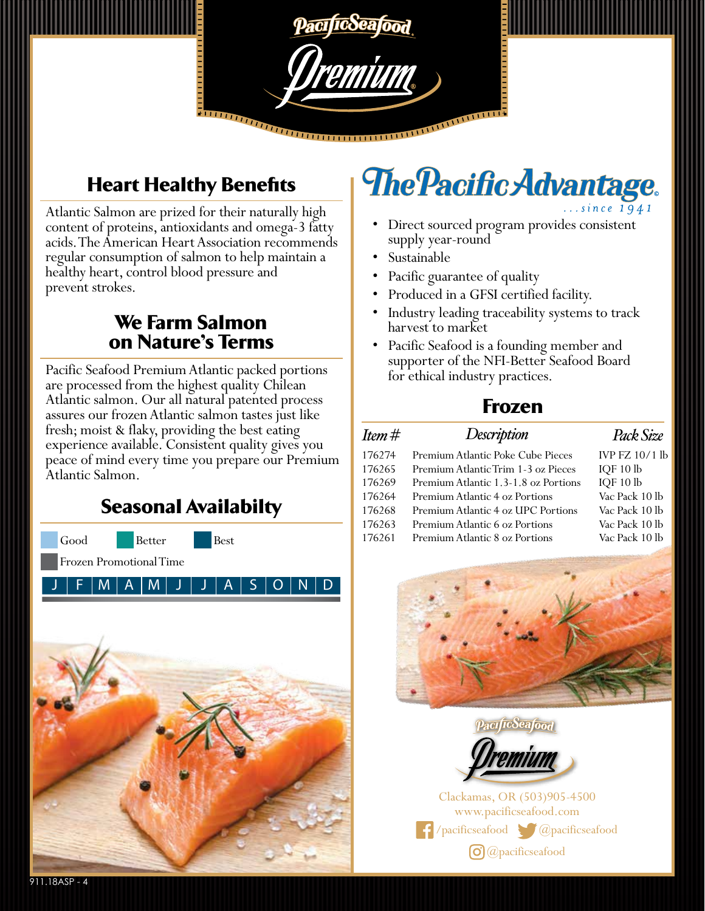# Pacific Seafood Premium

## Heart Healthy Benefits

Atlantic Salmon are prized for their naturally high content of proteins, antioxidants and omega-3 fatty acids. The American Heart Association recommends regular consumption of salmon to help maintain a healthy heart, control blood pressure and prevent strokes.

## We Farm Salmon on Nature's Terms

Pacific Seafood Premium Atlantic packed portions are processed from the highest quality Chilean Atlantic salmon. Our all natural patented process assures our frozen Atlantic salmon tastes just like fresh; moist & flaky, providing the best eating experience available. Consistent quality gives you peace of mind every time you prepare our Premium Atlantic Salmon.

## Seasonal Availabilty

Good | Better | Best

Frozen Promotional Time

J | F | M | A | M | J | J | A | S | O | N | D

## The Pacific Advantage

*...since 1941*

- Direct sourced program provides consistent supply year-round
- Sustainable
- Pacific guarantee of quality
- Produced in a GFSI certified facility.
- Industry leading traceability systems to track harvest to market
- Pacific Seafood is a founding member and supporter of the NFI-Better Seafood Board for ethical industry practices.

## Frozen

| *Item #* | *Description* | *Pack Size* |
|---|---|---|
| 176274 | Premium Atlantic Poke Cube Pieces | IVP FZ 10/1 lb |
| 176265 | Premium Atlantic Trim 1-3 oz Pieces | IQF 10 lb |
| 176269 | Premium Atlantic 1.3-1.8 oz Portions | IQF 10 lb |
| 176264 | Premium Atlantic 4 oz Portions | Vac Pack 10 lb |
| 176268 | Premium Atlantic 4 oz UPC Portions | Vac Pack 10 lb |
| 176263 | Premium Atlantic 6 oz Portions | Vac Pack 10 lb |
| 176261 | Premium Atlantic 8 oz Portions | Vac Pack 10 lb |

Pacific Seafood Premium

Clackamas, OR (503)905-4500
www.pacificseafood.com
/pacificseafood @pacificseafood
@pacificseafood

911.18ASP - 4